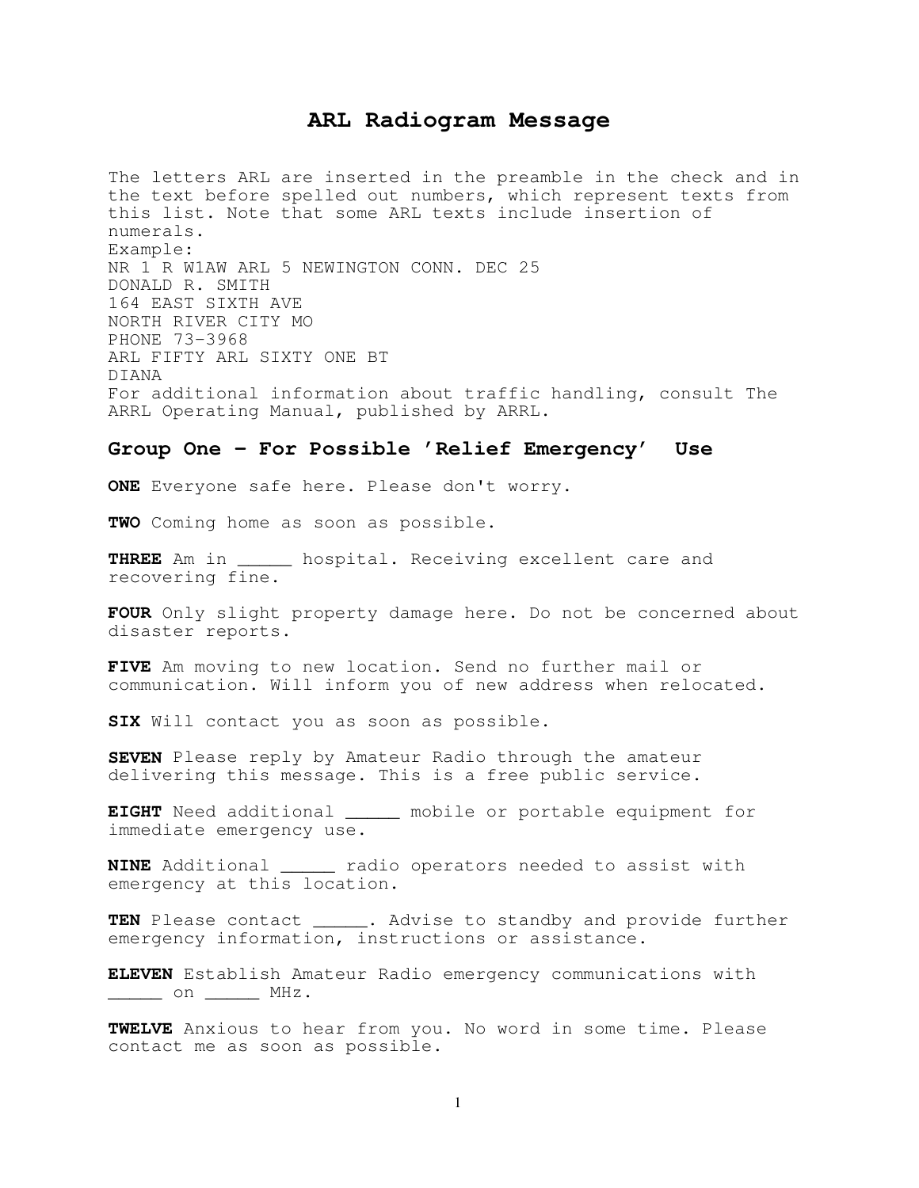# ARL Radiogram Message

The letters ARL are inserted in the preamble in the check and in the text before spelled out numbers, which represent texts from this list. Note that some ARL texts include insertion of numerals.

Example:

```
NR 1 R W1AW ARL 5 NEWINGTON CONN. DEC 25
DONALD R. SMITH
164 EAST SIXTH AVE
NORTH RIVER CITY MO
PHONE 73-3968
ARL FIFTY ARL SIXTY ONE BT
DIANA
```

For additional information about traffic handling, consult The ARRL Operating Manual, published by ARRL.

## Group One – For Possible 'Relief Emergency' Use

**ONE** Everyone safe here. Please don't worry.

**TWO** Coming home as soon as possible.

**THREE** Am in _____ hospital. Receiving excellent care and recovering fine.

**FOUR** Only slight property damage here. Do not be concerned about disaster reports.

**FIVE** Am moving to new location. Send no further mail or communication. Will inform you of new address when relocated.

**SIX** Will contact you as soon as possible.

**SEVEN** Please reply by Amateur Radio through the amateur delivering this message. This is a free public service.

**EIGHT** Need additional _____ mobile or portable equipment for immediate emergency use.

**NINE** Additional _____ radio operators needed to assist with emergency at this location.

**TEN** Please contact _____. Advise to standby and provide further emergency information, instructions or assistance.

**ELEVEN** Establish Amateur Radio emergency communications with _____ on _____ MHz.

**TWELVE** Anxious to hear from you. No word in some time. Please contact me as soon as possible.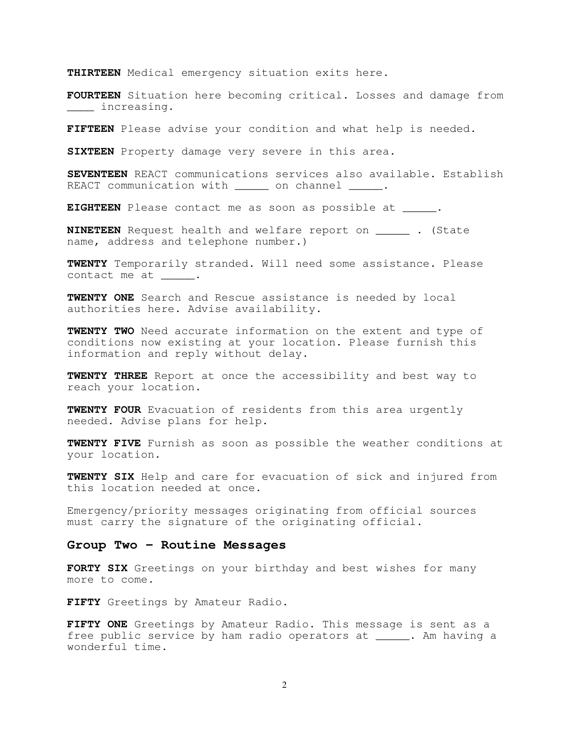**THIRTEEN** Medical emergency situation exits here.

**FOURTEEN** Situation here becoming critical. Losses and damage from ____ increasing.

**FIFTEEN** Please advise your condition and what help is needed.

**SIXTEEN** Property damage very severe in this area.

**SEVENTEEN** REACT communications services also available. Establish REACT communication with _____ on channel _____.

**EIGHTEEN** Please contact me as soon as possible at _____.

**NINETEEN** Request health and welfare report on _____ . (State name, address and telephone number.)

**TWENTY** Temporarily stranded. Will need some assistance. Please contact me at _____.

**TWENTY ONE** Search and Rescue assistance is needed by local authorities here. Advise availability.

**TWENTY TWO** Need accurate information on the extent and type of conditions now existing at your location. Please furnish this information and reply without delay.

**TWENTY THREE** Report at once the accessibility and best way to reach your location.

**TWENTY FOUR** Evacuation of residents from this area urgently needed. Advise plans for help.

**TWENTY FIVE** Furnish as soon as possible the weather conditions at your location.

**TWENTY SIX** Help and care for evacuation of sick and injured from this location needed at once.

Emergency/priority messages originating from official sources must carry the signature of the originating official.

## Group Two – Routine Messages

**FORTY SIX** Greetings on your birthday and best wishes for many more to come.

**FIFTY** Greetings by Amateur Radio.

**FIFTY ONE** Greetings by Amateur Radio. This message is sent as a free public service by ham radio operators at _____. Am having a wonderful time.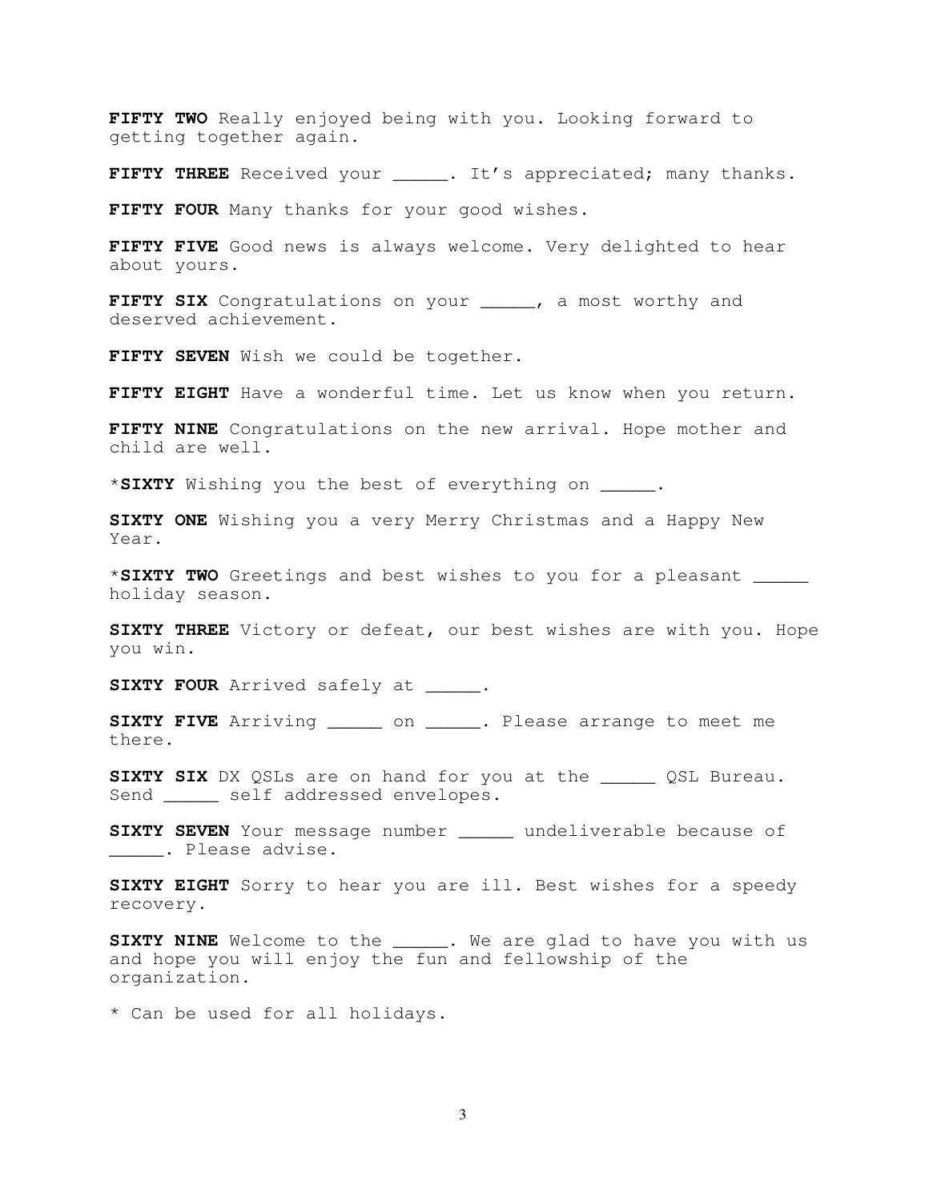**FIFTY TWO** Really enjoyed being with you. Looking forward to getting together again.

**FIFTY THREE** Received your _____. It's appreciated; many thanks.

**FIFTY FOUR** Many thanks for your good wishes.

**FIFTY FIVE** Good news is always welcome. Very delighted to hear about yours.

**FIFTY SIX** Congratulations on your _____, a most worthy and deserved achievement.

**FIFTY SEVEN** Wish we could be together.

**FIFTY EIGHT** Have a wonderful time. Let us know when you return.

**FIFTY NINE** Congratulations on the new arrival. Hope mother and child are well.

*__SIXTY__ Wishing you the best of everything on _____.

**SIXTY ONE** Wishing you a very Merry Christmas and a Happy New Year.

*__SIXTY TWO__ Greetings and best wishes to you for a pleasant _____ holiday season.

**SIXTY THREE** Victory or defeat, our best wishes are with you. Hope you win.

**SIXTY FOUR** Arrived safely at _____.

**SIXTY FIVE** Arriving _____ on _____. Please arrange to meet me there.

**SIXTY SIX** DX QSLs are on hand for you at the _____ QSL Bureau. Send _____ self addressed envelopes.

**SIXTY SEVEN** Your message number _____ undeliverable because of _____. Please advise.

**SIXTY EIGHT** Sorry to hear you are ill. Best wishes for a speedy recovery.

**SIXTY NINE** Welcome to the _____. We are glad to have you with us and hope you will enjoy the fun and fellowship of the organization.

* Can be used for all holidays.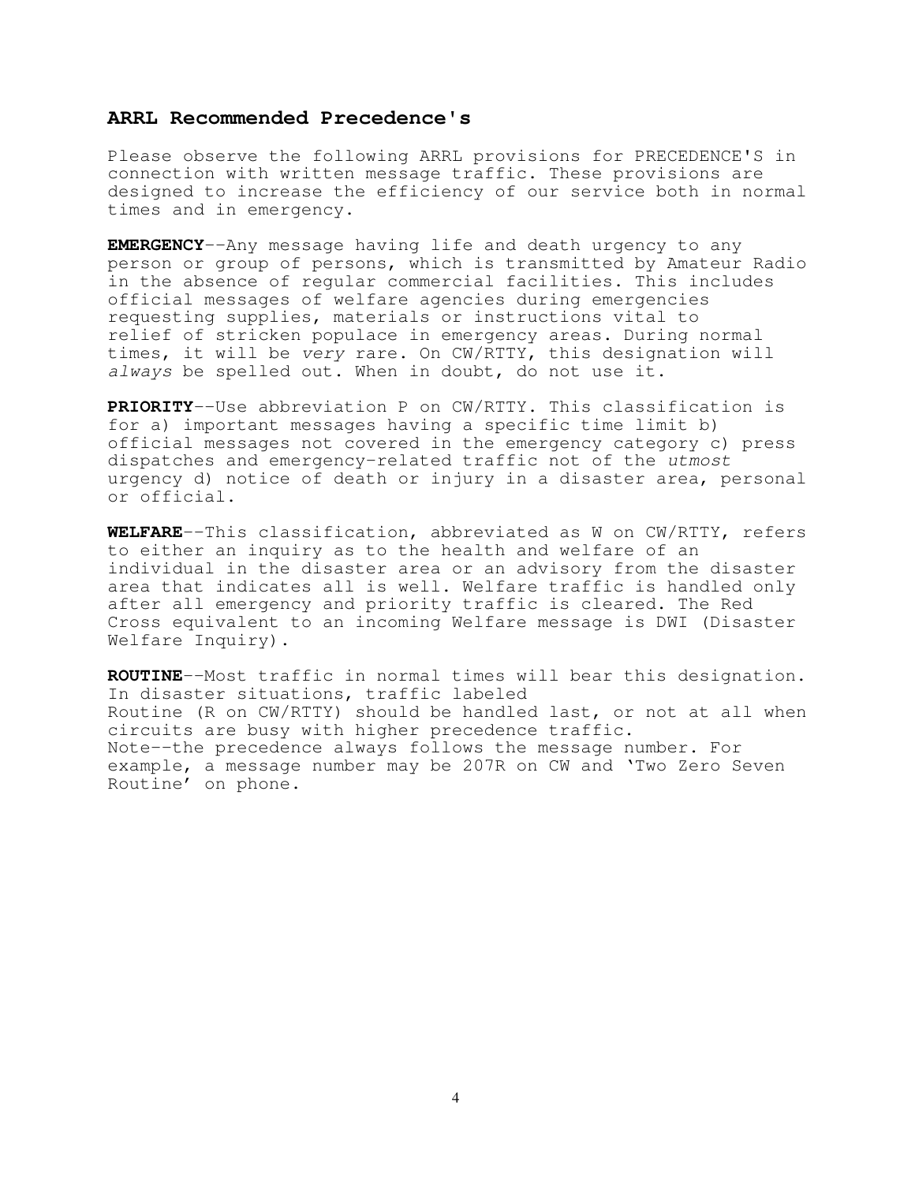## ARRL Recommended Precedence's

Please observe the following ARRL provisions for PRECEDENCE'S in connection with written message traffic. These provisions are designed to increase the efficiency of our service both in normal times and in emergency.

**EMERGENCY**--Any message having life and death urgency to any person or group of persons, which is transmitted by Amateur Radio in the absence of regular commercial facilities. This includes official messages of welfare agencies during emergencies requesting supplies, materials or instructions vital to relief of stricken populace in emergency areas. During normal times, it will be *very* rare. On CW/RTTY, this designation will *always* be spelled out. When in doubt, do not use it.

**PRIORITY**--Use abbreviation P on CW/RTTY. This classification is for a) important messages having a specific time limit b) official messages not covered in the emergency category c) press dispatches and emergency-related traffic not of the *utmost* urgency d) notice of death or injury in a disaster area, personal or official.

**WELFARE**--This classification, abbreviated as W on CW/RTTY, refers to either an inquiry as to the health and welfare of an individual in the disaster area or an advisory from the disaster area that indicates all is well. Welfare traffic is handled only after all emergency and priority traffic is cleared. The Red Cross equivalent to an incoming Welfare message is DWI (Disaster Welfare Inquiry).

**ROUTINE**--Most traffic in normal times will bear this designation. In disaster situations, traffic labeled Routine (R on CW/RTTY) should be handled last, or not at all when circuits are busy with higher precedence traffic.
Note--the precedence always follows the message number. For example, a message number may be 207R on CW and 'Two Zero Seven Routine' on phone.